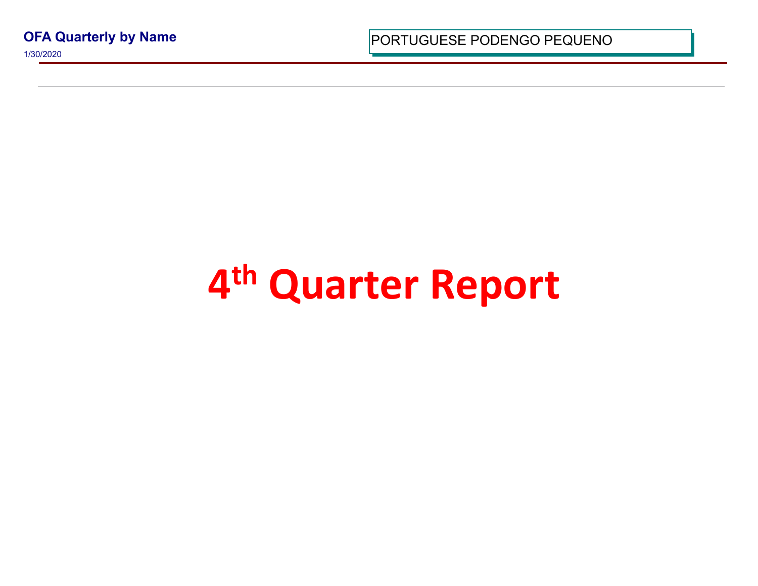**OFA Quarterly by Name**

1/30/2020

PORTUGUESE PODENGO PEQUENO

# 4th Quarter Report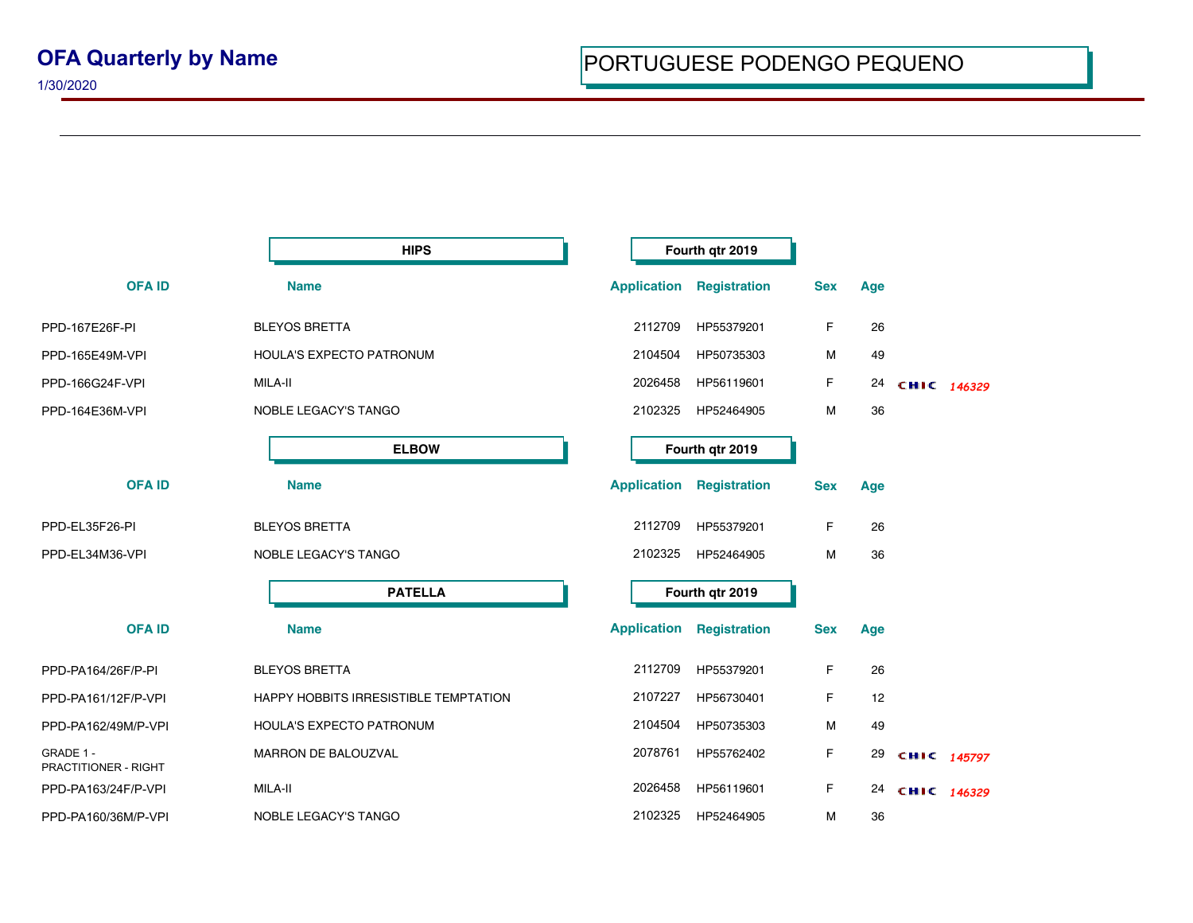# OFA Quarterly by Name

1/30/2020

## PORTUGUESE PODENGO PEQUENO

### HIPS — Fourth qtr 2019

| OFA ID | Name | Application | Registration | Sex | Age | |
|---|---|---|---|---|---|---|
| PPD-167E26F-PI | BLEYOS BRETTA | 2112709 | HP55379201 | F | 26 | |
| PPD-165E49M-VPI | HOULA'S EXPECTO PATRONUM | 2104504 | HP50735303 | M | 49 | |
| PPD-166G24F-VPI | MILA-II | 2026458 | HP56119601 | F | 24 | CHIC *146329* |
| PPD-164E36M-VPI | NOBLE LEGACY'S TANGO | 2102325 | HP52464905 | M | 36 | |

### ELBOW — Fourth qtr 2019

| OFA ID | Name | Application | Registration | Sex | Age |
|---|---|---|---|---|---|
| PPD-EL35F26-PI | BLEYOS BRETTA | 2112709 | HP55379201 | F | 26 |
| PPD-EL34M36-VPI | NOBLE LEGACY'S TANGO | 2102325 | HP52464905 | M | 36 |

### PATELLA — Fourth qtr 2019

| OFA ID | Name | Application | Registration | Sex | Age | |
|---|---|---|---|---|---|---|
| PPD-PA164/26F/P-PI | BLEYOS BRETTA | 2112709 | HP55379201 | F | 26 | |
| PPD-PA161/12F/P-VPI | HAPPY HOBBITS IRRESISTIBLE TEMPTATION | 2107227 | HP56730401 | F | 12 | |
| PPD-PA162/49M/P-VPI | HOULA'S EXPECTO PATRONUM | 2104504 | HP50735303 | M | 49 | |
| GRADE 1 - PRACTITIONER - RIGHT | MARRON DE BALOUZVAL | 2078761 | HP55762402 | F | 29 | CHIC *145797* |
| PPD-PA163/24F/P-VPI | MILA-II | 2026458 | HP56119601 | F | 24 | CHIC *146329* |
| PPD-PA160/36M/P-VPI | NOBLE LEGACY'S TANGO | 2102325 | HP52464905 | M | 36 | |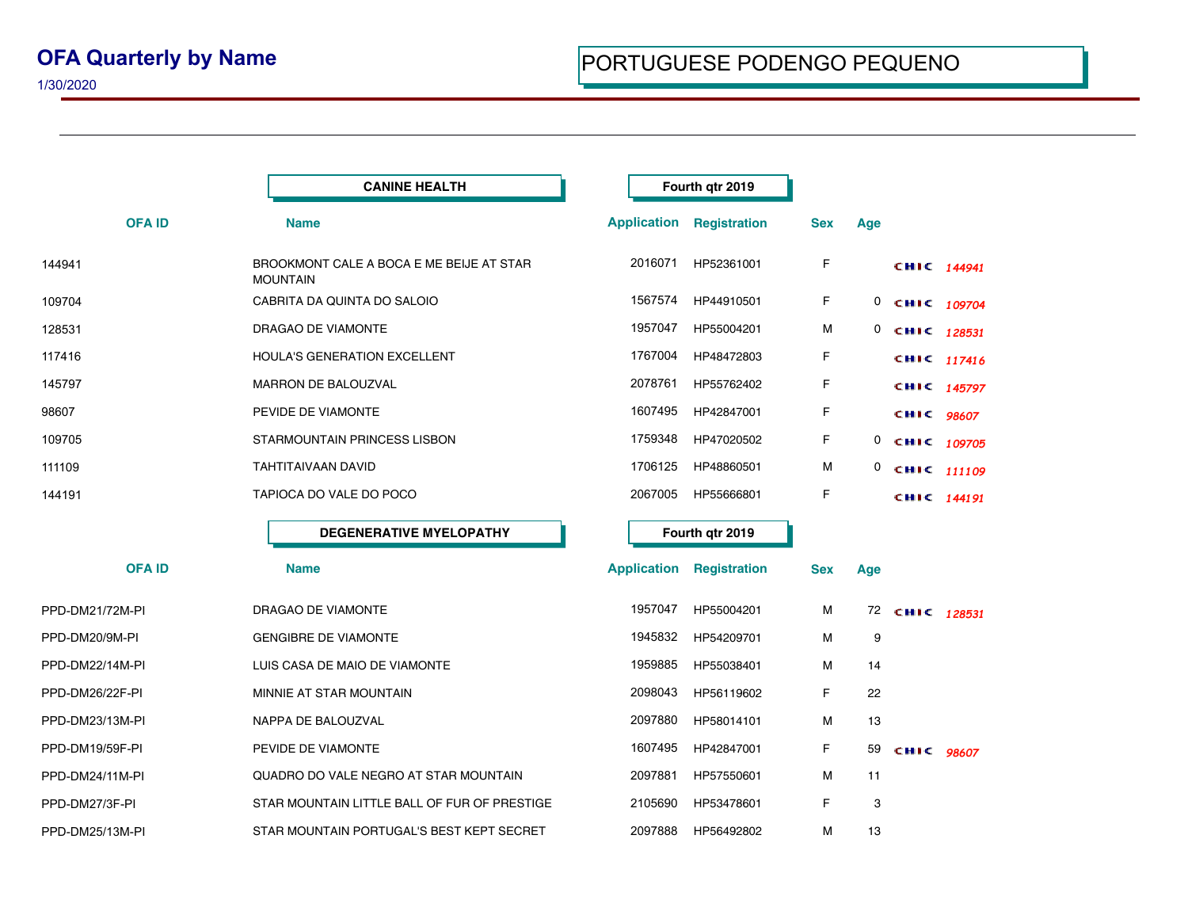# OFA Quarterly by Name

1/30/2020

## PORTUGUESE PODENGO PEQUENO

### CANINE HEALTH — Fourth qtr 2019

| OFA ID | Name | Application | Registration | Sex | Age | | |
|---|---|---|---|---|---|---|---|
| 144941 | BROOKMONT CALE A BOCA E ME BEIJE AT STAR MOUNTAIN | 2016071 | HP52361001 | F | | CHIC | 144941 |
| 109704 | CABRITA DA QUINTA DO SALOIO | 1567574 | HP44910501 | F | 0 | CHIC | 109704 |
| 128531 | DRAGAO DE VIAMONTE | 1957047 | HP55004201 | M | 0 | CHIC | 128531 |
| 117416 | HOULA'S GENERATION EXCELLENT | 1767004 | HP48472803 | F | | CHIC | 117416 |
| 145797 | MARRON DE BALOUZVAL | 2078761 | HP55762402 | F | | CHIC | 145797 |
| 98607 | PEVIDE DE VIAMONTE | 1607495 | HP42847001 | F | | CHIC | 98607 |
| 109705 | STARMOUNTAIN PRINCESS LISBON | 1759348 | HP47020502 | F | 0 | CHIC | 109705 |
| 111109 | TAHTITAIVAAN DAVID | 1706125 | HP48860501 | M | 0 | CHIC | 111109 |
| 144191 | TAPIOCA DO VALE DO POCO | 2067005 | HP55666801 | F | | CHIC | 144191 |

### DEGENERATIVE MYELOPATHY — Fourth qtr 2019

| OFA ID | Name | Application | Registration | Sex | Age | | |
|---|---|---|---|---|---|---|---|
| PPD-DM21/72M-PI | DRAGAO DE VIAMONTE | 1957047 | HP55004201 | M | 72 | CHIC | 128531 |
| PPD-DM20/9M-PI | GENGIBRE DE VIAMONTE | 1945832 | HP54209701 | M | 9 | | |
| PPD-DM22/14M-PI | LUIS CASA DE MAIO DE VIAMONTE | 1959885 | HP55038401 | M | 14 | | |
| PPD-DM26/22F-PI | MINNIE AT STAR MOUNTAIN | 2098043 | HP56119602 | F | 22 | | |
| PPD-DM23/13M-PI | NAPPA DE BALOUZVAL | 2097880 | HP58014101 | M | 13 | | |
| PPD-DM19/59F-PI | PEVIDE DE VIAMONTE | 1607495 | HP42847001 | F | 59 | CHIC | 98607 |
| PPD-DM24/11M-PI | QUADRO DO VALE NEGRO AT STAR MOUNTAIN | 2097881 | HP57550601 | M | 11 | | |
| PPD-DM27/3F-PI | STAR MOUNTAIN LITTLE BALL OF FUR OF PRESTIGE | 2105690 | HP53478601 | F | 3 | | |
| PPD-DM25/13M-PI | STAR MOUNTAIN PORTUGAL'S BEST KEPT SECRET | 2097888 | HP56492802 | M | 13 | | |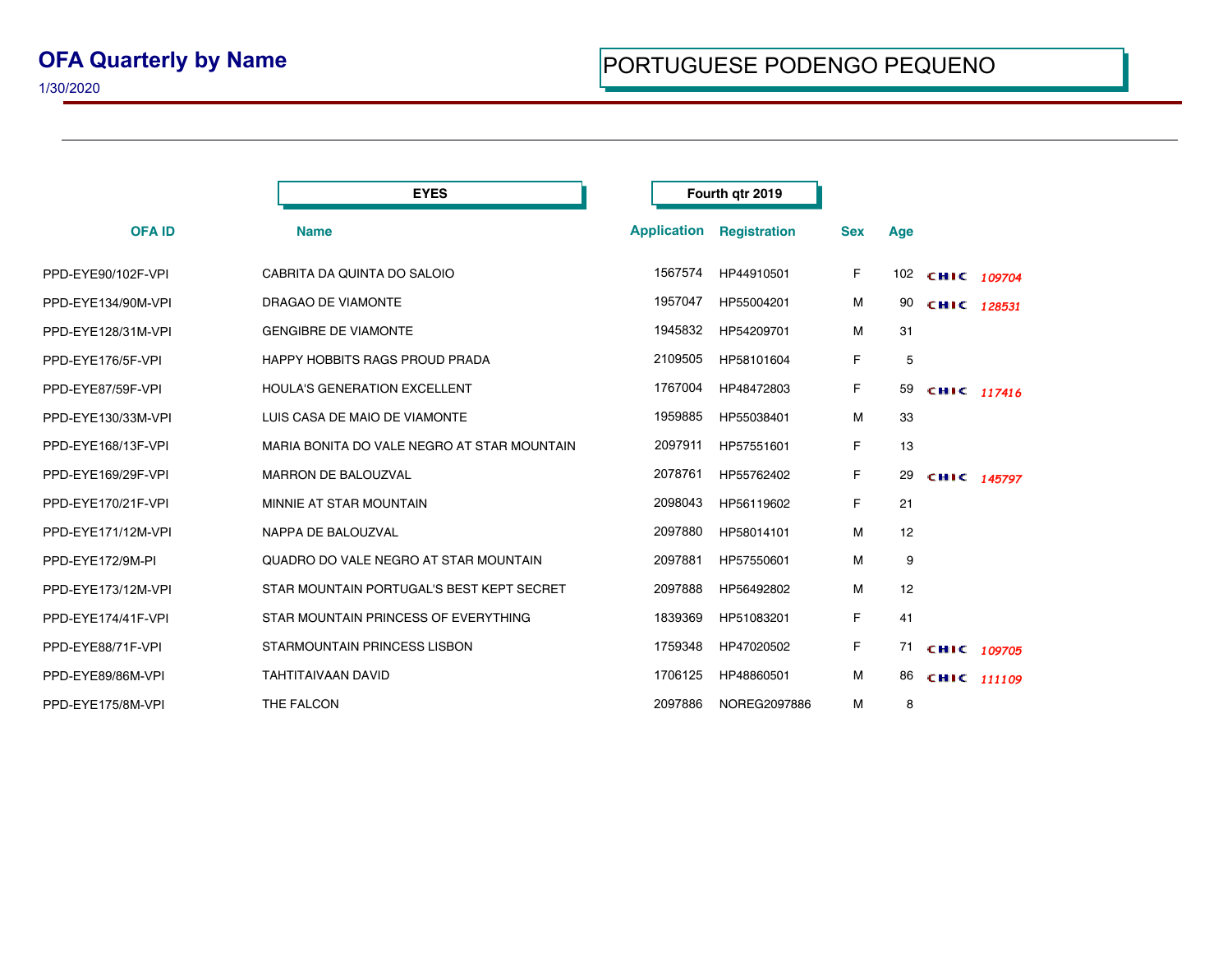# OFA Quarterly by Name

1/30/2020

## PORTUGUESE PODENGO PEQUENO

**EYES** — **Fourth qtr 2019**

| OFA ID | Name | Application | Registration | Sex | Age | |
|---|---|---|---|---|---|---|
| PPD-EYE90/102F-VPI | CABRITA DA QUINTA DO SALOIO | 1567574 | HP44910501 | F | 102 | CHIC *109704* |
| PPD-EYE134/90M-VPI | DRAGAO DE VIAMONTE | 1957047 | HP55004201 | M | 90 | CHIC *128531* |
| PPD-EYE128/31M-VPI | GENGIBRE DE VIAMONTE | 1945832 | HP54209701 | M | 31 | |
| PPD-EYE176/5F-VPI | HAPPY HOBBITS RAGS PROUD PRADA | 2109505 | HP58101604 | F | 5 | |
| PPD-EYE87/59F-VPI | HOULA'S GENERATION EXCELLENT | 1767004 | HP48472803 | F | 59 | CHIC *117416* |
| PPD-EYE130/33M-VPI | LUIS CASA DE MAIO DE VIAMONTE | 1959885 | HP55038401 | M | 33 | |
| PPD-EYE168/13F-VPI | MARIA BONITA DO VALE NEGRO AT STAR MOUNTAIN | 2097911 | HP57551601 | F | 13 | |
| PPD-EYE169/29F-VPI | MARRON DE BALOUZVAL | 2078761 | HP55762402 | F | 29 | CHIC *145797* |
| PPD-EYE170/21F-VPI | MINNIE AT STAR MOUNTAIN | 2098043 | HP56119602 | F | 21 | |
| PPD-EYE171/12M-VPI | NAPPA DE BALOUZVAL | 2097880 | HP58014101 | M | 12 | |
| PPD-EYE172/9M-PI | QUADRO DO VALE NEGRO AT STAR MOUNTAIN | 2097881 | HP57550601 | M | 9 | |
| PPD-EYE173/12M-VPI | STAR MOUNTAIN PORTUGAL'S BEST KEPT SECRET | 2097888 | HP56492802 | M | 12 | |
| PPD-EYE174/41F-VPI | STAR MOUNTAIN PRINCESS OF EVERYTHING | 1839369 | HP51083201 | F | 41 | |
| PPD-EYE88/71F-VPI | STARMOUNTAIN PRINCESS LISBON | 1759348 | HP47020502 | F | 71 | CHIC *109705* |
| PPD-EYE89/86M-VPI | TAHTITAIVAAN DAVID | 1706125 | HP48860501 | M | 86 | CHIC *111109* |
| PPD-EYE175/8M-VPI | THE FALCON | 2097886 | NOREG2097886 | M | 8 | |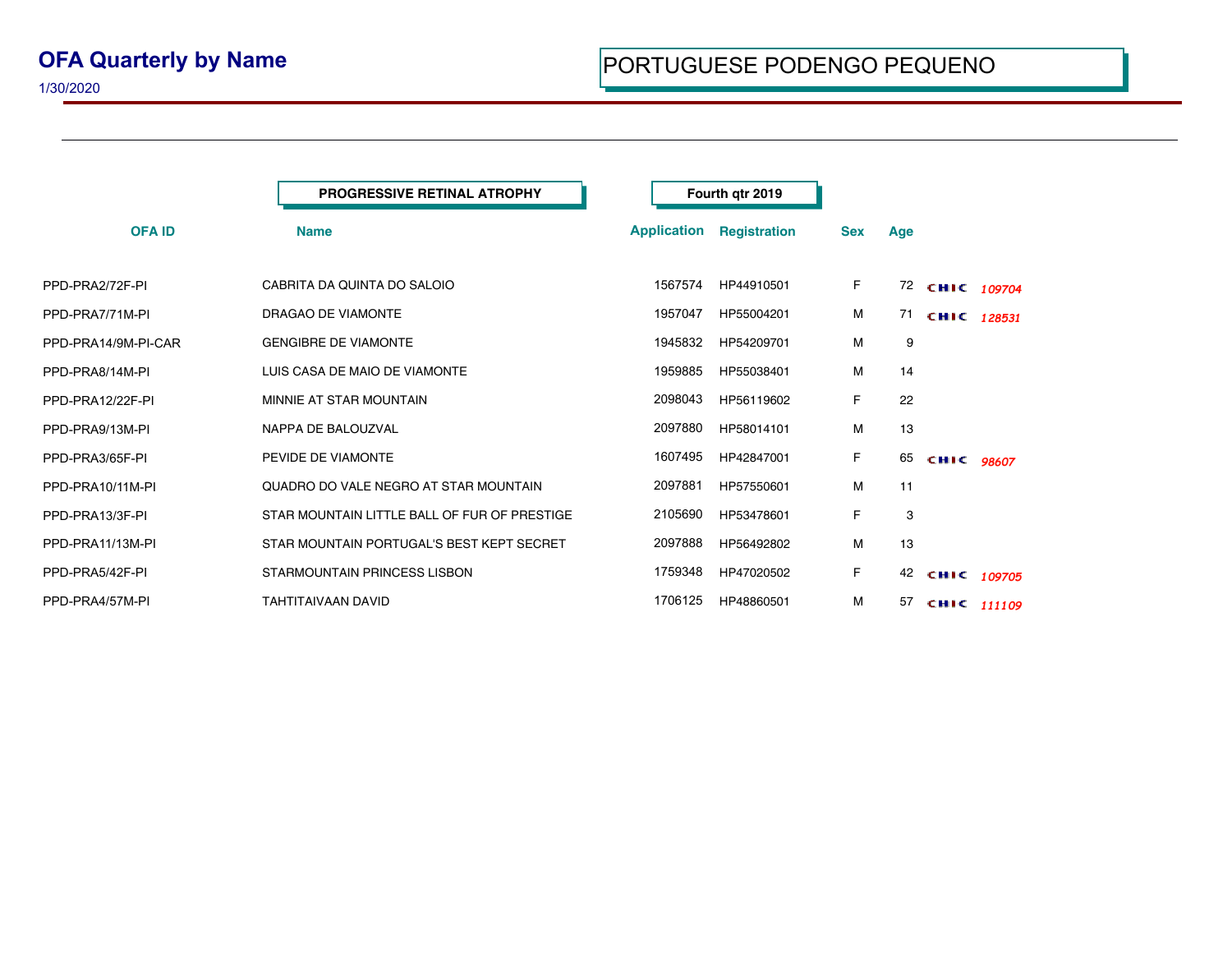# OFA Quarterly by Name

1/30/2020

## PORTUGUESE PODENGO PEQUENO

**PROGRESSIVE RETINAL ATROPHY** | **Fourth qtr 2019**

| OFA ID | Name | Application | Registration | Sex | Age | | |
|---|---|---|---|---|---|---|---|
| PPD-PRA2/72F-PI | CABRITA DA QUINTA DO SALOIO | 1567574 | HP44910501 | F | 72 | CHIC | *109704* |
| PPD-PRA7/71M-PI | DRAGAO DE VIAMONTE | 1957047 | HP55004201 | M | 71 | CHIC | *128531* |
| PPD-PRA14/9M-PI-CAR | GENGIBRE DE VIAMONTE | 1945832 | HP54209701 | M | 9 | | |
| PPD-PRA8/14M-PI | LUIS CASA DE MAIO DE VIAMONTE | 1959885 | HP55038401 | M | 14 | | |
| PPD-PRA12/22F-PI | MINNIE AT STAR MOUNTAIN | 2098043 | HP56119602 | F | 22 | | |
| PPD-PRA9/13M-PI | NAPPA DE BALOUZVAL | 2097880 | HP58014101 | M | 13 | | |
| PPD-PRA3/65F-PI | PEVIDE DE VIAMONTE | 1607495 | HP42847001 | F | 65 | CHIC | *98607* |
| PPD-PRA10/11M-PI | QUADRO DO VALE NEGRO AT STAR MOUNTAIN | 2097881 | HP57550601 | M | 11 | | |
| PPD-PRA13/3F-PI | STAR MOUNTAIN LITTLE BALL OF FUR OF PRESTIGE | 2105690 | HP53478601 | F | 3 | | |
| PPD-PRA11/13M-PI | STAR MOUNTAIN PORTUGAL'S BEST KEPT SECRET | 2097888 | HP56492802 | M | 13 | | |
| PPD-PRA5/42F-PI | STARMOUNTAIN PRINCESS LISBON | 1759348 | HP47020502 | F | 42 | CHIC | *109705* |
| PPD-PRA4/57M-PI | TAHTITAIVAAN DAVID | 1706125 | HP48860501 | M | 57 | CHIC | *111109* |